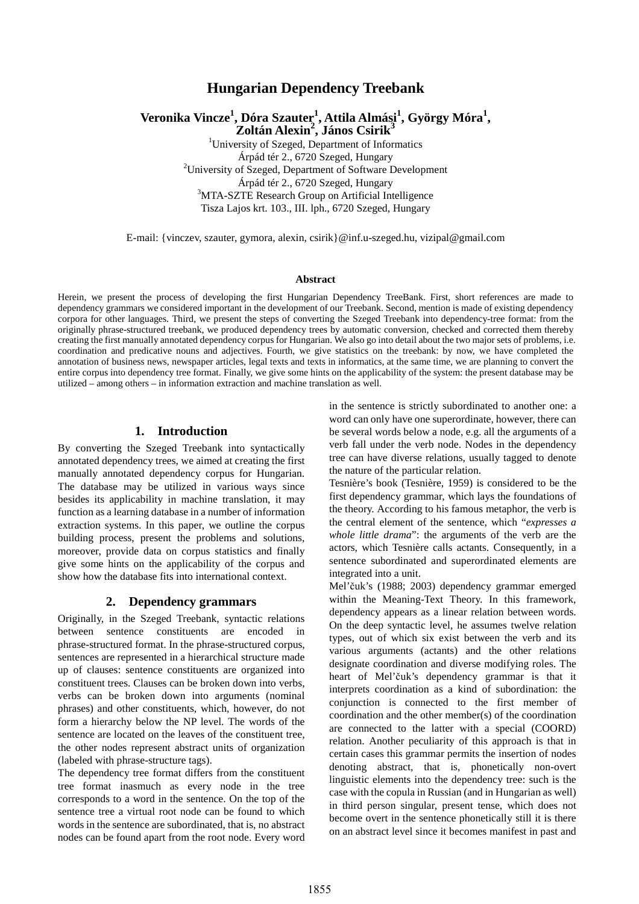# Hungarian Dependency Treebank

**Veronika Vincze[1], Dóra Szauter[1], Attila Almási[1], György Móra[1], Zoltán Alexin[2], János Csirik[3]**

[1]University of Szeged, Department of Informatics
Árpád tér 2., 6720 Szeged, Hungary
[2]University of Szeged, Department of Software Development
Árpád tér 2., 6720 Szeged, Hungary
[3]MTA-SZTE Research Group on Artificial Intelligence
Tisza Lajos krt. 103., III. lph., 6720 Szeged, Hungary

E-mail: {vinczev, szauter, gymora, alexin, csirik}@inf.u-szeged.hu, vizipal@gmail.com

### Abstract

Herein, we present the process of developing the first Hungarian Dependency TreeBank. First, short references are made to dependency grammars we considered important in the development of our Treebank. Second, mention is made of existing dependency corpora for other languages. Third, we present the steps of converting the Szeged Treebank into dependency-tree format: from the originally phrase-structured treebank, we produced dependency trees by automatic conversion, checked and corrected them thereby creating the first manually annotated dependency corpus for Hungarian. We also go into detail about the two major sets of problems, i.e. coordination and predicative nouns and adjectives. Fourth, we give statistics on the treebank: by now, we have completed the annotation of business news, newspaper articles, legal texts and texts in informatics, at the same time, we are planning to convert the entire corpus into dependency tree format. Finally, we give some hints on the applicability of the system: the present database may be utilized – among others – in information extraction and machine translation as well.

## 1. Introduction

By converting the Szeged Treebank into syntactically annotated dependency trees, we aimed at creating the first manually annotated dependency corpus for Hungarian. The database may be utilized in various ways since besides its applicability in machine translation, it may function as a learning database in a number of information extraction systems. In this paper, we outline the corpus building process, present the problems and solutions, moreover, provide data on corpus statistics and finally give some hints on the applicability of the corpus and show how the database fits into international context.

## 2. Dependency grammars

Originally, in the Szeged Treebank, syntactic relations between sentence constituents are encoded in phrase-structured format. In the phrase-structured corpus, sentences are represented in a hierarchical structure made up of clauses: sentence constituents are organized into constituent trees. Clauses can be broken down into verbs, verbs can be broken down into arguments (nominal phrases) and other constituents, which, however, do not form a hierarchy below the NP level. The words of the sentence are located on the leaves of the constituent tree, the other nodes represent abstract units of organization (labeled with phrase-structure tags).

The dependency tree format differs from the constituent tree format inasmuch as every node in the tree corresponds to a word in the sentence. On the top of the sentence tree a virtual root node can be found to which words in the sentence are subordinated, that is, no abstract nodes can be found apart from the root node. Every word in the sentence is strictly subordinated to another one: a word can only have one superordinate, however, there can be several words below a node, e.g. all the arguments of a verb fall under the verb node. Nodes in the dependency tree can have diverse relations, usually tagged to denote the nature of the particular relation.

Tesnière's book (Tesnière, 1959) is considered to be the first dependency grammar, which lays the foundations of the theory. According to his famous metaphor, the verb is the central element of the sentence, which "*expresses a whole little drama*": the arguments of the verb are the actors, which Tesnière calls actants. Consequently, in a sentence subordinated and superordinated elements are integrated into a unit.

Mel'čuk's (1988; 2003) dependency grammar emerged within the Meaning-Text Theory. In this framework, dependency appears as a linear relation between words. On the deep syntactic level, he assumes twelve relation types, out of which six exist between the verb and its various arguments (actants) and the other relations designate coordination and diverse modifying roles. The heart of Mel'čuk's dependency grammar is that it interprets coordination as a kind of subordination: the conjunction is connected to the first member of coordination and the other member(s) of the coordination are connected to the latter with a special (COORD) relation. Another peculiarity of this approach is that in certain cases this grammar permits the insertion of nodes denoting abstract, that is, phonetically non-overt linguistic elements into the dependency tree: such is the case with the copula in Russian (and in Hungarian as well) in third person singular, present tense, which does not become overt in the sentence phonetically still it is there on an abstract level since it becomes manifest in past and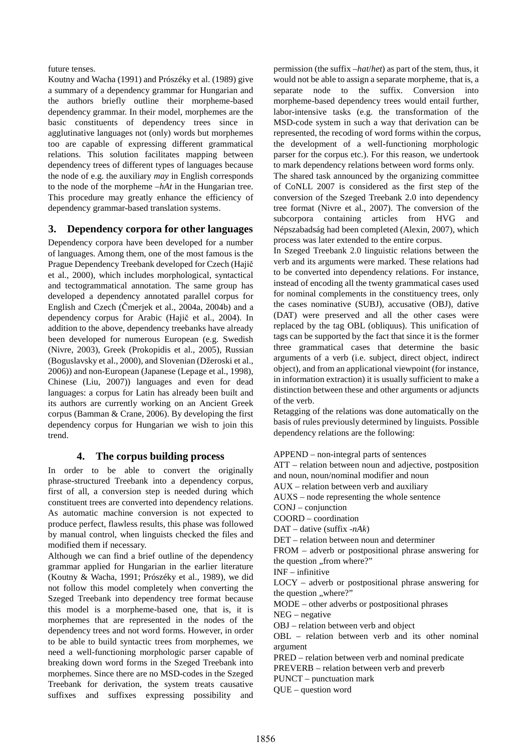future tenses.

Koutny and Wacha (1991) and Prószéky et al. (1989) give a summary of a dependency grammar for Hungarian and the authors briefly outline their morpheme-based dependency grammar. In their model, morphemes are the basic constituents of dependency trees since in agglutinative languages not (only) words but morphemes too are capable of expressing different grammatical relations. This solution facilitates mapping between dependency trees of different types of languages because the node of e.g. the auxiliary *may* in English corresponds to the node of the morpheme *–hAt* in the Hungarian tree. This procedure may greatly enhance the efficiency of dependency grammar-based translation systems.

## 3. Dependency corpora for other languages

Dependency corpora have been developed for a number of languages. Among them, one of the most famous is the Prague Dependency Treebank developed for Czech (Hajič et al., 2000), which includes morphological, syntactical and tectogrammatical annotation. The same group has developed a dependency annotated parallel corpus for English and Czech (Čmerjek et al., 2004a, 2004b) and a dependency corpus for Arabic (Hajič et al., 2004). In addition to the above, dependency treebanks have already been developed for numerous European (e.g. Swedish (Nivre, 2003), Greek (Prokopidis et al., 2005), Russian (Boguslavsky et al., 2000), and Slovenian (Džeroski et al., 2006)) and non-European (Japanese (Lepage et al., 1998), Chinese (Liu, 2007)) languages and even for dead languages: a corpus for Latin has already been built and its authors are currently working on an Ancient Greek corpus (Bamman & Crane, 2006). By developing the first dependency corpus for Hungarian we wish to join this trend.

## 4. The corpus building process

In order to be able to convert the originally phrase-structured Treebank into a dependency corpus, first of all, a conversion step is needed during which constituent trees are converted into dependency relations. As automatic machine conversion is not expected to produce perfect, flawless results, this phase was followed by manual control, when linguists checked the files and modified them if necessary.

Although we can find a brief outline of the dependency grammar applied for Hungarian in the earlier literature (Koutny & Wacha, 1991; Prószéky et al., 1989), we did not follow this model completely when converting the Szeged Treebank into dependency tree format because this model is a morpheme-based one, that is, it is morphemes that are represented in the nodes of the dependency trees and not word forms. However, in order to be able to build syntactic trees from morphemes, we need a well-functioning morphologic parser capable of breaking down word forms in the Szeged Treebank into morphemes. Since there are no MSD-codes in the Szeged Treebank for derivation, the system treats causative suffixes and suffixes expressing possibility and permission (the suffix *–hat*/*het*) as part of the stem, thus, it would not be able to assign a separate morpheme, that is, a separate node to the suffix. Conversion into morpheme-based dependency trees would entail further, labor-intensive tasks (e.g. the transformation of the MSD-code system in such a way that derivation can be represented, the recoding of word forms within the corpus, the development of a well-functioning morphologic parser for the corpus etc.). For this reason, we undertook to mark dependency relations between word forms only.

The shared task announced by the organizing committee of CoNLL 2007 is considered as the first step of the conversion of the Szeged Treebank 2.0 into dependency tree format (Nivre et al., 2007). The conversion of the subcorpora containing articles from HVG and Népszabadság had been completed (Alexin, 2007), which process was later extended to the entire corpus.

In Szeged Treebank 2.0 linguistic relations between the verb and its arguments were marked. These relations had to be converted into dependency relations. For instance, instead of encoding all the twenty grammatical cases used for nominal complements in the constituency trees, only the cases nominative (SUBJ), accusative (OBJ), dative (DAT) were preserved and all the other cases were replaced by the tag OBL (obliquus). This unification of tags can be supported by the fact that since it is the former three grammatical cases that determine the basic arguments of a verb (i.e. subject, direct object, indirect object), and from an applicational viewpoint (for instance, in information extraction) it is usually sufficient to make a distinction between these and other arguments or adjuncts of the verb.

Retagging of the relations was done automatically on the basis of rules previously determined by linguists. Possible dependency relations are the following:

APPEND – non-integral parts of sentences  
ATT – relation between noun and adjective, postposition and noun, noun/nominal modifier and noun  
AUX – relation between verb and auxiliary  
AUXS – node representing the whole sentence  
CONJ – conjunction  
COORD – coordination  
DAT – dative (suffix *-nAk*)  
DET – relation between noun and determiner  
FROM – adverb or postpositional phrase answering for the question „from where?”  
INF – infinitive  
LOCY – adverb or postpositional phrase answering for the question „where?”  
MODE – other adverbs or postpositional phrases  
NEG – negative  
OBJ – relation between verb and object  
OBL – relation between verb and its other nominal argument  
PRED – relation between verb and nominal predicate  
PREVERB – relation between verb and preverb  
PUNCT – punctuation mark  
QUE – question word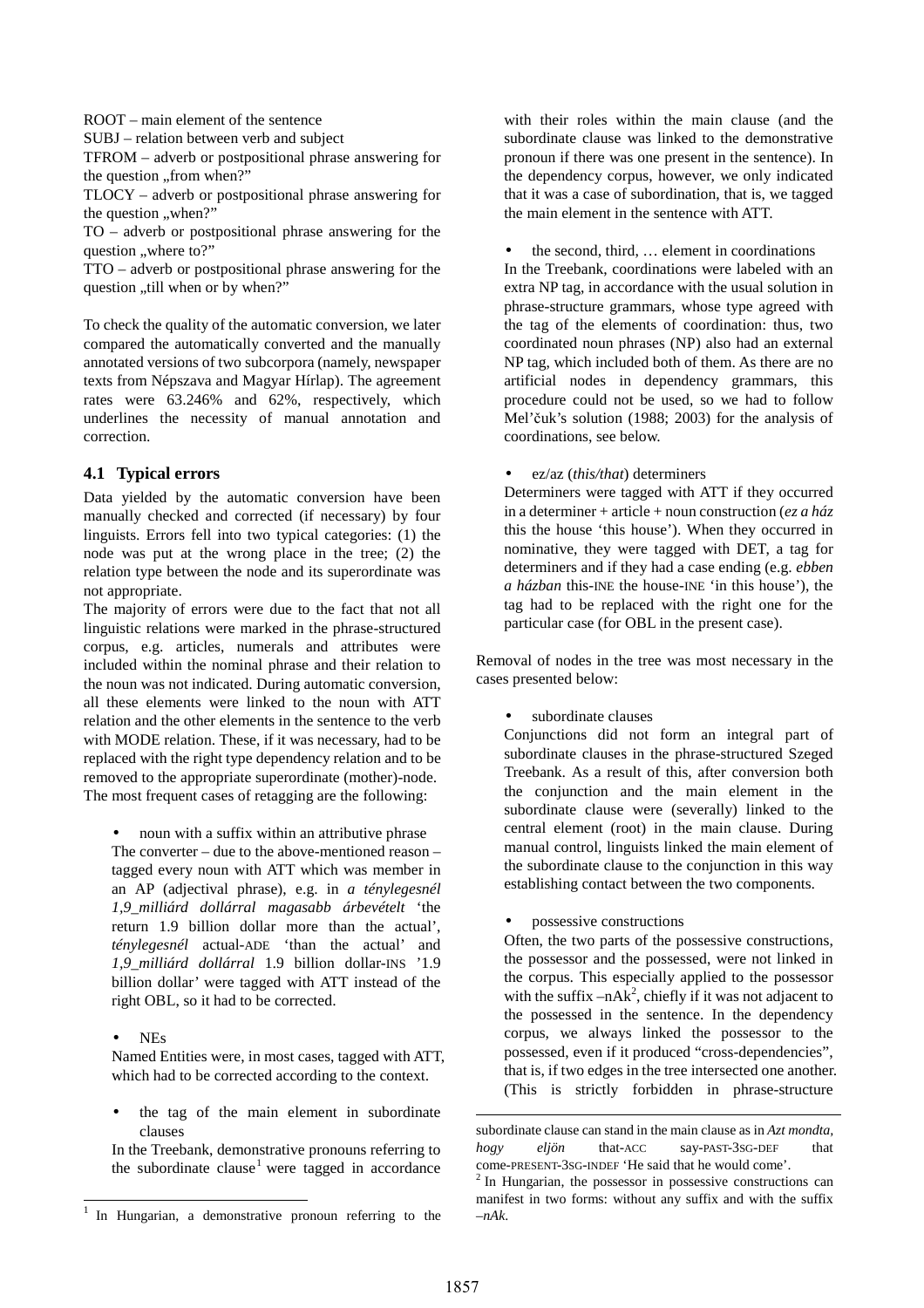ROOT – main element of the sentence
SUBJ – relation between verb and subject
TFROM – adverb or postpositional phrase answering for the question „from when?"
TLOCY – adverb or postpositional phrase answering for the question „when?"
TO – adverb or postpositional phrase answering for the question „where to?"
TTO – adverb or postpositional phrase answering for the question „till when or by when?"

To check the quality of the automatic conversion, we later compared the automatically converted and the manually annotated versions of two subcorpora (namely, newspaper texts from Népszava and Magyar Hírlap). The agreement rates were 63.246% and 62%, respectively, which underlines the necessity of manual annotation and correction.

### 4.1 Typical errors

Data yielded by the automatic conversion have been manually checked and corrected (if necessary) by four linguists. Errors fell into two typical categories: (1) the node was put at the wrong place in the tree; (2) the relation type between the node and its superordinate was not appropriate.

The majority of errors were due to the fact that not all linguistic relations were marked in the phrase-structured corpus, e.g. articles, numerals and attributes were included within the nominal phrase and their relation to the noun was not indicated. During automatic conversion, all these elements were linked to the noun with ATT relation and the other elements in the sentence to the verb with MODE relation. These, if it was necessary, had to be replaced with the right type dependency relation and to be removed to the appropriate superordinate (mother)-node.

The most frequent cases of retagging are the following:

- noun with a suffix within an attributive phrase

  The converter – due to the above-mentioned reason – tagged every noun with ATT which was member in an AP (adjectival phrase), e.g. in *a ténylegesnél 1,9_milliárd dollárral magasabb árbevételt* 'the return 1.9 billion dollar more than the actual', *ténylegesnél* actual-ADE 'than the actual' and *1,9_milliárd dollárral* 1.9 billion dollar-INS '1.9 billion dollar' were tagged with ATT instead of the right OBL, so it had to be corrected.

- NEs

  Named Entities were, in most cases, tagged with ATT, which had to be corrected according to the context.

- the tag of the main element in subordinate clauses

  In the Treebank, demonstrative pronouns referring to the subordinate clause[1] were tagged in accordance with their roles within the main clause (and the subordinate clause was linked to the demonstrative pronoun if there was one present in the sentence). In the dependency corpus, however, we only indicated that it was a case of subordination, that is, we tagged the main element in the sentence with ATT.

- the second, third, … element in coordinations

  In the Treebank, coordinations were labeled with an extra NP tag, in accordance with the usual solution in phrase-structure grammars, whose type agreed with the tag of the elements of coordination: thus, two coordinated noun phrases (NP) also had an external NP tag, which included both of them. As there are no artificial nodes in dependency grammars, this procedure could not be used, so we had to follow Mel'čuk's solution (1988; 2003) for the analysis of coordinations, see below.

- ez/az (*this/that*) determiners

  Determiners were tagged with ATT if they occurred in a determiner + article + noun construction (*ez a ház* this the house 'this house'). When they occurred in nominative, they were tagged with DET, a tag for determiners and if they had a case ending (e.g. *ebben a házban* this-INE the house-INE 'in this house'), the tag had to be replaced with the right one for the particular case (for OBL in the present case).

Removal of nodes in the tree was most necessary in the cases presented below:

- subordinate clauses

  Conjunctions did not form an integral part of subordinate clauses in the phrase-structured Szeged Treebank. As a result of this, after conversion both the conjunction and the main element in the subordinate clause were (severally) linked to the central element (root) in the main clause. During manual control, linguists linked the main element of the subordinate clause to the conjunction in this way establishing contact between the two components.

- possessive constructions

  Often, the two parts of the possessive constructions, the possessor and the possessed, were not linked in the corpus. This especially applied to the possessor with the suffix –nAk[2], chiefly if it was not adjacent to the possessed in the sentence. In the dependency corpus, we always linked the possessor to the possessed, even if it produced "cross-dependencies", that is, if two edges in the tree intersected one another. (This is strictly forbidden in phrase-structure

---

[1] In Hungarian, a demonstrative pronoun referring to the subordinate clause can stand in the main clause as in *Azt mondta, hogy eljön* that-ACC say-PAST-3SG-DEF that come-PRESENT-3SG-INDEF 'He said that he would come'.

[2] In Hungarian, the possessor in possessive constructions can manifest in two forms: without any suffix and with the suffix *–nAk*.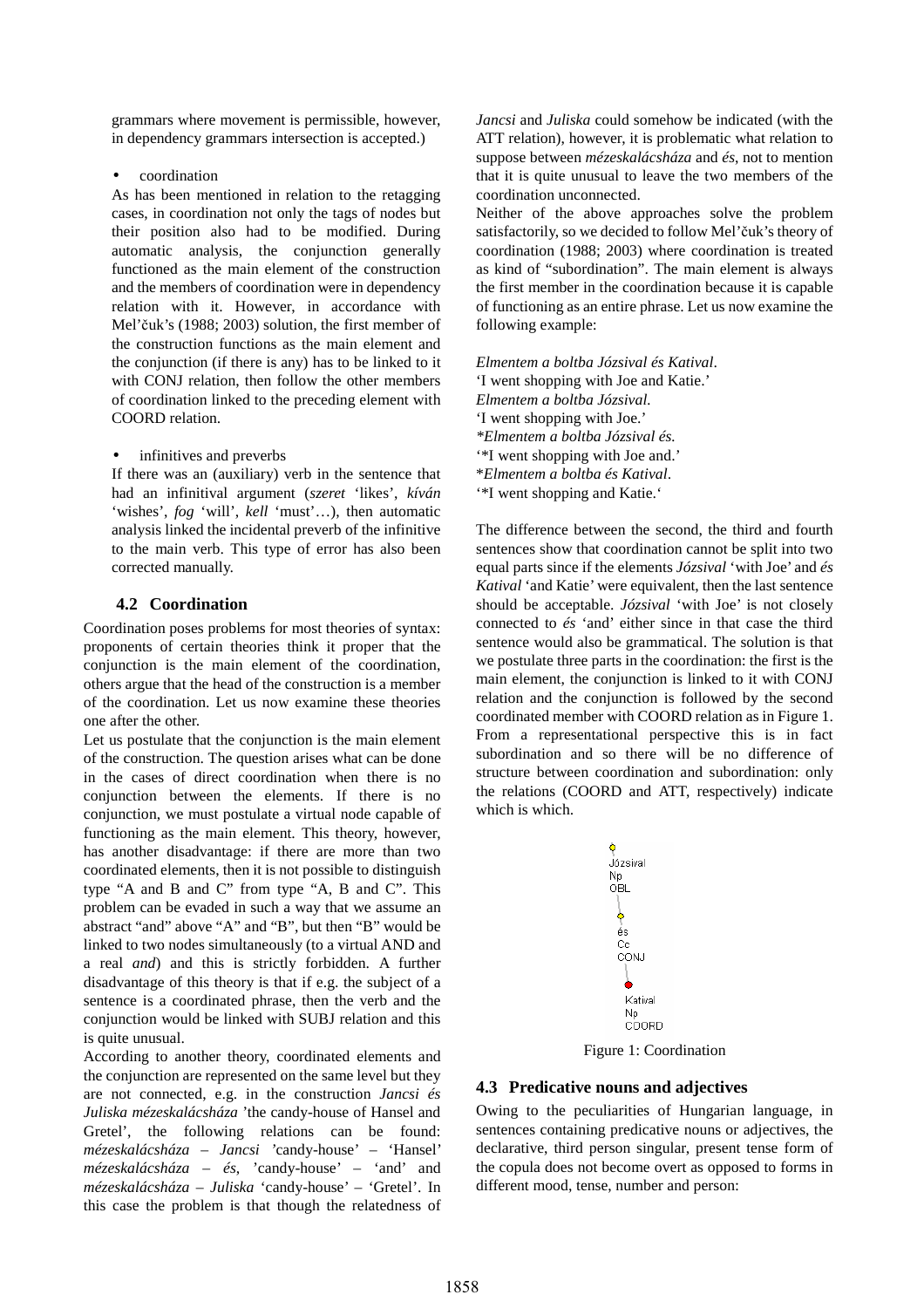grammars where movement is permissible, however, in dependency grammars intersection is accepted.)

- coordination

As has been mentioned in relation to the retagging cases, in coordination not only the tags of nodes but their position also had to be modified. During automatic analysis, the conjunction generally functioned as the main element of the construction and the members of coordination were in dependency relation with it. However, in accordance with Mel'čuk's (1988; 2003) solution, the first member of the construction functions as the main element and the conjunction (if there is any) has to be linked to it with CONJ relation, then follow the other members of coordination linked to the preceding element with COORD relation.

- infinitives and preverbs

If there was an (auxiliary) verb in the sentence that had an infinitival argument (*szeret* 'likes', *kíván* 'wishes', *fog* 'will', *kell* 'must'…), then automatic analysis linked the incidental preverb of the infinitive to the main verb. This type of error has also been corrected manually.

### 4.2 Coordination

Coordination poses problems for most theories of syntax: proponents of certain theories think it proper that the conjunction is the main element of the coordination, others argue that the head of the construction is a member of the coordination. Let us now examine these theories one after the other.

Let us postulate that the conjunction is the main element of the construction. The question arises what can be done in the cases of direct coordination when there is no conjunction between the elements. If there is no conjunction, we must postulate a virtual node capable of functioning as the main element. This theory, however, has another disadvantage: if there are more than two coordinated elements, then it is not possible to distinguish type "A and B and C" from type "A, B and C". This problem can be evaded in such a way that we assume an abstract "and" above "A" and "B", but then "B" would be linked to two nodes simultaneously (to a virtual AND and a real *and*) and this is strictly forbidden. A further disadvantage of this theory is that if e.g. the subject of a sentence is a coordinated phrase, then the verb and the conjunction would be linked with SUBJ relation and this is quite unusual.

According to another theory, coordinated elements and the conjunction are represented on the same level but they are not connected, e.g. in the construction *Jancsi és Juliska mézeskalácsháza* 'the candy-house of Hansel and Gretel', the following relations can be found: *mézeskalácsháza – Jancsi* 'candy-house' – 'Hansel' *mézeskalácsháza – és*, 'candy-house' – 'and' and *mézeskalácsháza – Juliska* 'candy-house' – 'Gretel'. In this case the problem is that though the relatedness of *Jancsi* and *Juliska* could somehow be indicated (with the ATT relation), however, it is problematic what relation to suppose between *mézeskalácsháza* and *és*, not to mention that it is quite unusual to leave the two members of the coordination unconnected.

Neither of the above approaches solve the problem satisfactorily, so we decided to follow Mel'čuk's theory of coordination (1988; 2003) where coordination is treated as kind of "subordination". The main element is always the first member in the coordination because it is capable of functioning as an entire phrase. Let us now examine the following example:

*Elmentem a boltba Józsival és Katival*.
'I went shopping with Joe and Katie.'
*Elmentem a boltba Józsival.*
'I went shopping with Joe.'
*\*Elmentem a boltba Józsival és.*
'\*I went shopping with Joe and.'
\**Elmentem a boltba és Katival*.
'\*I went shopping and Katie.'

The difference between the second, the third and fourth sentences show that coordination cannot be split into two equal parts since if the elements *Józsival* 'with Joe' and *és Katival* 'and Katie' were equivalent, then the last sentence should be acceptable. *Józsival* 'with Joe' is not closely connected to *és* 'and' either since in that case the third sentence would also be grammatical. The solution is that we postulate three parts in the coordination: the first is the main element, the conjunction is linked to it with CONJ relation and the conjunction is followed by the second coordinated member with COORD relation as in Figure 1. From a representational perspective this is in fact subordination and so there will be no difference of structure between coordination and subordination: only the relations (COORD and ATT, respectively) indicate which is which.

Józsival
Np
OBL

és
Cc
CONJ

Katival
Np
COORD

Figure 1: Coordination

### 4.3 Predicative nouns and adjectives

Owing to the peculiarities of Hungarian language, in sentences containing predicative nouns or adjectives, the declarative, third person singular, present tense form of the copula does not become overt as opposed to forms in different mood, tense, number and person: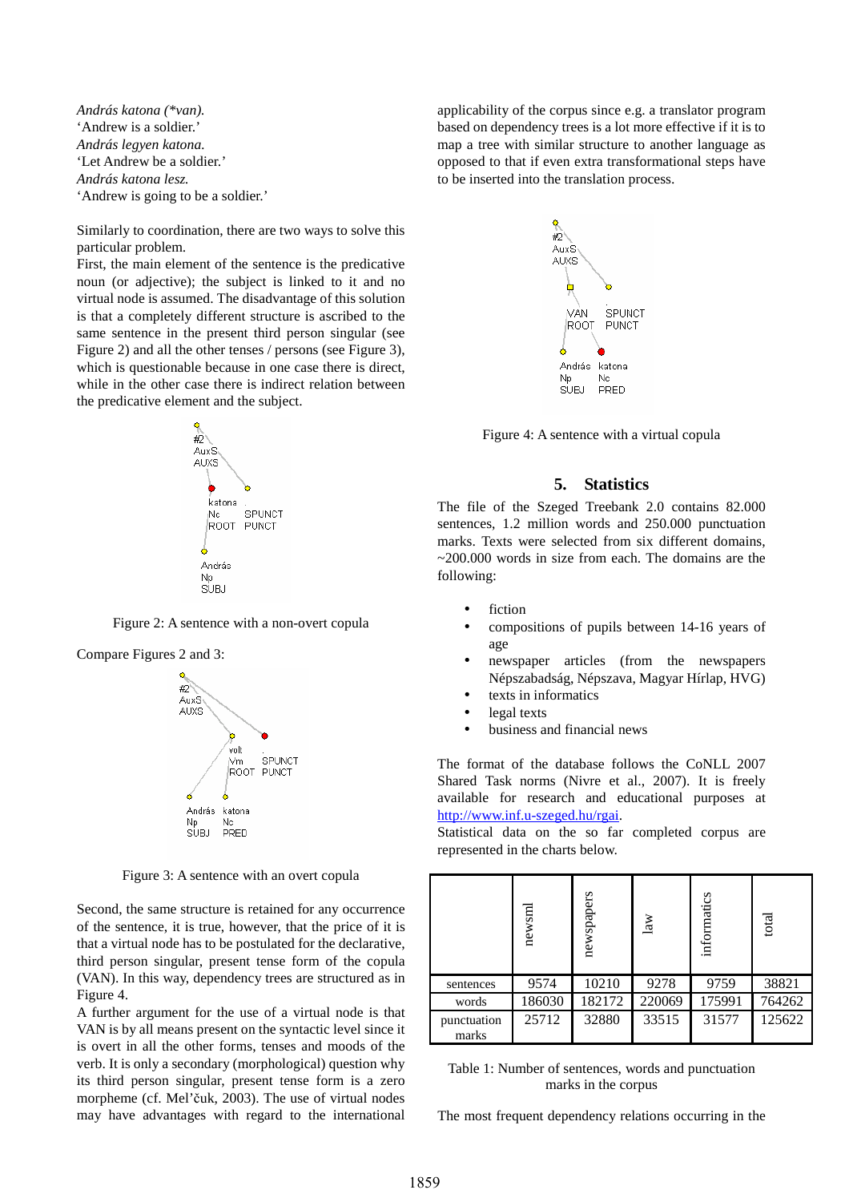*András katona (*van).*
'Andrew is a soldier.'
*András legyen katona.*
'Let Andrew be a soldier.'
*András katona lesz.*
'Andrew is going to be a soldier.'

Similarly to coordination, there are two ways to solve this particular problem.
First, the main element of the sentence is the predicative noun (or adjective); the subject is linked to it and no virtual node is assumed. The disadvantage of this solution is that a completely different structure is ascribed to the same sentence in the present third person singular (see Figure 2) and all the other tenses / persons (see Figure 3), which is questionable because in one case there is direct, while in the other case there is indirect relation between the predicative element and the subject.

Figure 2: A sentence with a non-overt copula

Compare Figures 2 and 3:

Figure 3: A sentence with an overt copula

Second, the same structure is retained for any occurrence of the sentence, it is true, however, that the price of it is that a virtual node has to be postulated for the declarative, third person singular, present tense form of the copula (VAN). In this way, dependency trees are structured as in Figure 4.
A further argument for the use of a virtual node is that VAN is by all means present on the syntactic level since it is overt in all the other forms, tenses and moods of the verb. It is only a secondary (morphological) question why its third person singular, present tense form is a zero morpheme (cf. Mel'čuk, 2003). The use of virtual nodes may have advantages with regard to the international applicability of the corpus since e.g. a translator program based on dependency trees is a lot more effective if it is to map a tree with similar structure to another language as opposed to that if even extra transformational steps have to be inserted into the translation process.

Figure 4: A sentence with a virtual copula

## 5. Statistics

The file of the Szeged Treebank 2.0 contains 82.000 sentences, 1.2 million words and 250.000 punctuation marks. Texts were selected from six different domains, ~200.000 words in size from each. The domains are the following:

- fiction
- compositions of pupils between 14-16 years of age
- newspaper articles (from the newspapers Népszabadság, Népszava, Magyar Hírlap, HVG)
- texts in informatics
- legal texts
- business and financial news

The format of the database follows the CoNLL 2007 Shared Task norms (Nivre et al., 2007). It is freely available for research and educational purposes at http://www.inf.u-szeged.hu/rgai.
Statistical data on the so far completed corpus are represented in the charts below.

| | newsml | newspapers | law | informatics | total |
|---|---|---|---|---|---|
| sentences | 9574 | 10210 | 9278 | 9759 | 38821 |
| words | 186030 | 182172 | 220069 | 175991 | 764262 |
| punctuation marks | 25712 | 32880 | 33515 | 31577 | 125622 |

Table 1: Number of sentences, words and punctuation marks in the corpus

The most frequent dependency relations occurring in the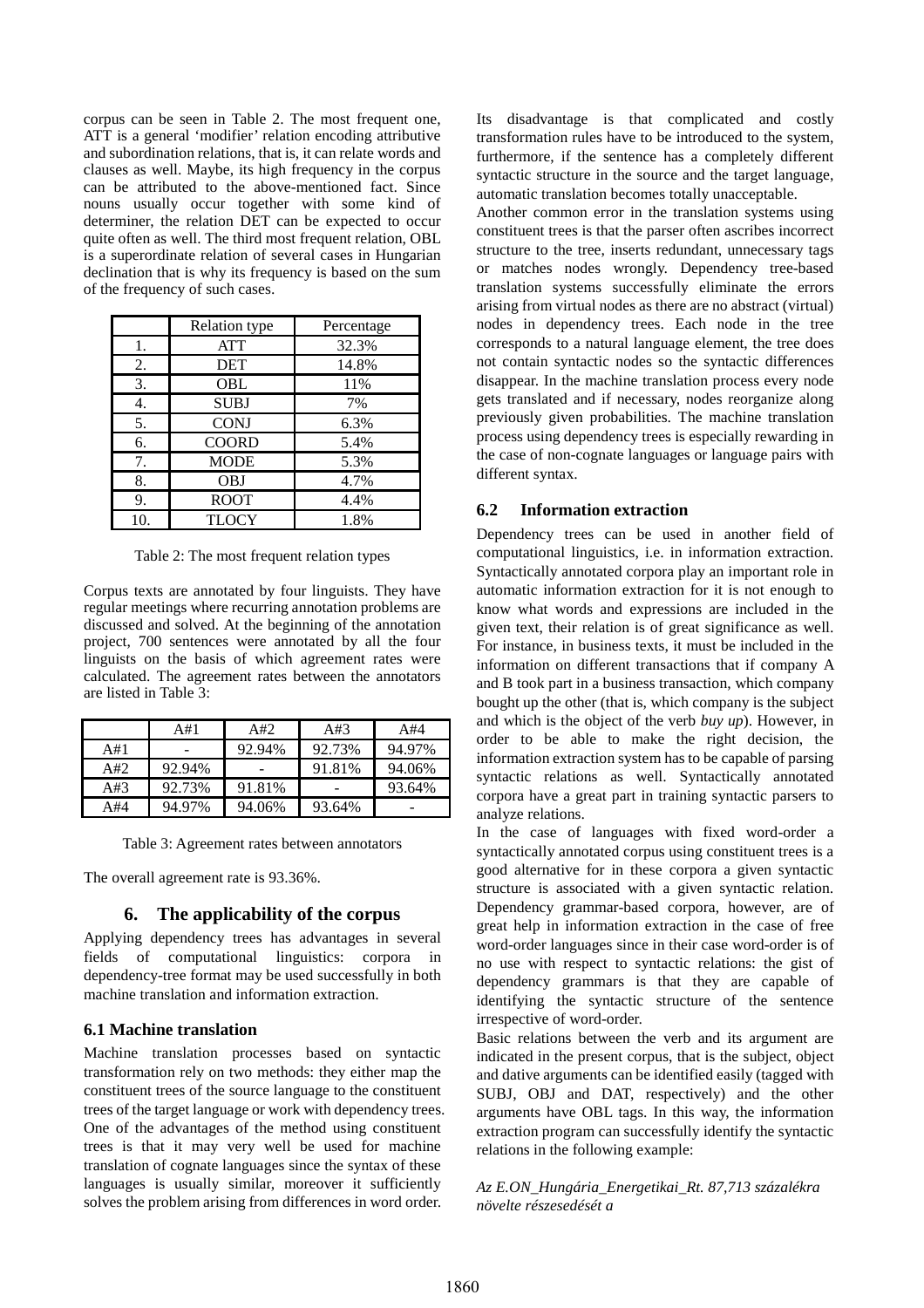corpus can be seen in Table 2. The most frequent one, ATT is a general 'modifier' relation encoding attributive and subordination relations, that is, it can relate words and clauses as well. Maybe, its high frequency in the corpus can be attributed to the above-mentioned fact. Since nouns usually occur together with some kind of determiner, the relation DET can be expected to occur quite often as well. The third most frequent relation, OBL is a superordinate relation of several cases in Hungarian declination that is why its frequency is based on the sum of the frequency of such cases.

| | Relation type | Percentage |
|---|---|---|
| 1. | ATT | 32.3% |
| 2. | DET | 14.8% |
| 3. | OBL | 11% |
| 4. | SUBJ | 7% |
| 5. | CONJ | 6.3% |
| 6. | COORD | 5.4% |
| 7. | MODE | 5.3% |
| 8. | OBJ | 4.7% |
| 9. | ROOT | 4.4% |
| 10. | TLOCY | 1.8% |

Table 2: The most frequent relation types

Corpus texts are annotated by four linguists. They have regular meetings where recurring annotation problems are discussed and solved. At the beginning of the annotation project, 700 sentences were annotated by all the four linguists on the basis of which agreement rates were calculated. The agreement rates between the annotators are listed in Table 3:

| | A#1 | A#2 | A#3 | A#4 |
|---|---|---|---|---|
| A#1 | - | 92.94% | 92.73% | 94.97% |
| A#2 | 92.94% | - | 91.81% | 94.06% |
| A#3 | 92.73% | 91.81% | - | 93.64% |
| A#4 | 94.97% | 94.06% | 93.64% | - |

Table 3: Agreement rates between annotators

The overall agreement rate is 93.36%.

## 6. The applicability of the corpus

Applying dependency trees has advantages in several fields of computational linguistics: corpora in dependency-tree format may be used successfully in both machine translation and information extraction.

### 6.1 Machine translation

Machine translation processes based on syntactic transformation rely on two methods: they either map the constituent trees of the source language to the constituent trees of the target language or work with dependency trees. One of the advantages of the method using constituent trees is that it may very well be used for machine translation of cognate languages since the syntax of these languages is usually similar, moreover it sufficiently solves the problem arising from differences in word order. Its disadvantage is that complicated and costly transformation rules have to be introduced to the system, furthermore, if the sentence has a completely different syntactic structure in the source and the target language, automatic translation becomes totally unacceptable.

Another common error in the translation systems using constituent trees is that the parser often ascribes incorrect structure to the tree, inserts redundant, unnecessary tags or matches nodes wrongly. Dependency tree-based translation systems successfully eliminate the errors arising from virtual nodes as there are no abstract (virtual) nodes in dependency trees. Each node in the tree corresponds to a natural language element, the tree does not contain syntactic nodes so the syntactic differences disappear. In the machine translation process every node gets translated and if necessary, nodes reorganize along previously given probabilities. The machine translation process using dependency trees is especially rewarding in the case of non-cognate languages or language pairs with different syntax.

### 6.2 Information extraction

Dependency trees can be used in another field of computational linguistics, i.e. in information extraction. Syntactically annotated corpora play an important role in automatic information extraction for it is not enough to know what words and expressions are included in the given text, their relation is of great significance as well. For instance, in business texts, it must be included in the information on different transactions that if company A and B took part in a business transaction, which company bought up the other (that is, which company is the subject and which is the object of the verb *buy up*). However, in order to be able to make the right decision, the information extraction system has to be capable of parsing syntactic relations as well. Syntactically annotated corpora have a great part in training syntactic parsers to analyze relations.

In the case of languages with fixed word-order a syntactically annotated corpus using constituent trees is a good alternative for in these corpora a given syntactic structure is associated with a given syntactic relation. Dependency grammar-based corpora, however, are of great help in information extraction in the case of free word-order languages since in their case word-order is of no use with respect to syntactic relations: the gist of dependency grammars is that they are capable of identifying the syntactic structure of the sentence irrespective of word-order.

Basic relations between the verb and its argument are indicated in the present corpus, that is the subject, object and dative arguments can be identified easily (tagged with SUBJ, OBJ and DAT, respectively) and the other arguments have OBL tags. In this way, the information extraction program can successfully identify the syntactic relations in the following example:

*Az E.ON_Hungária_Energetikai_Rt. 87,713 százalékra növelte részesedését a*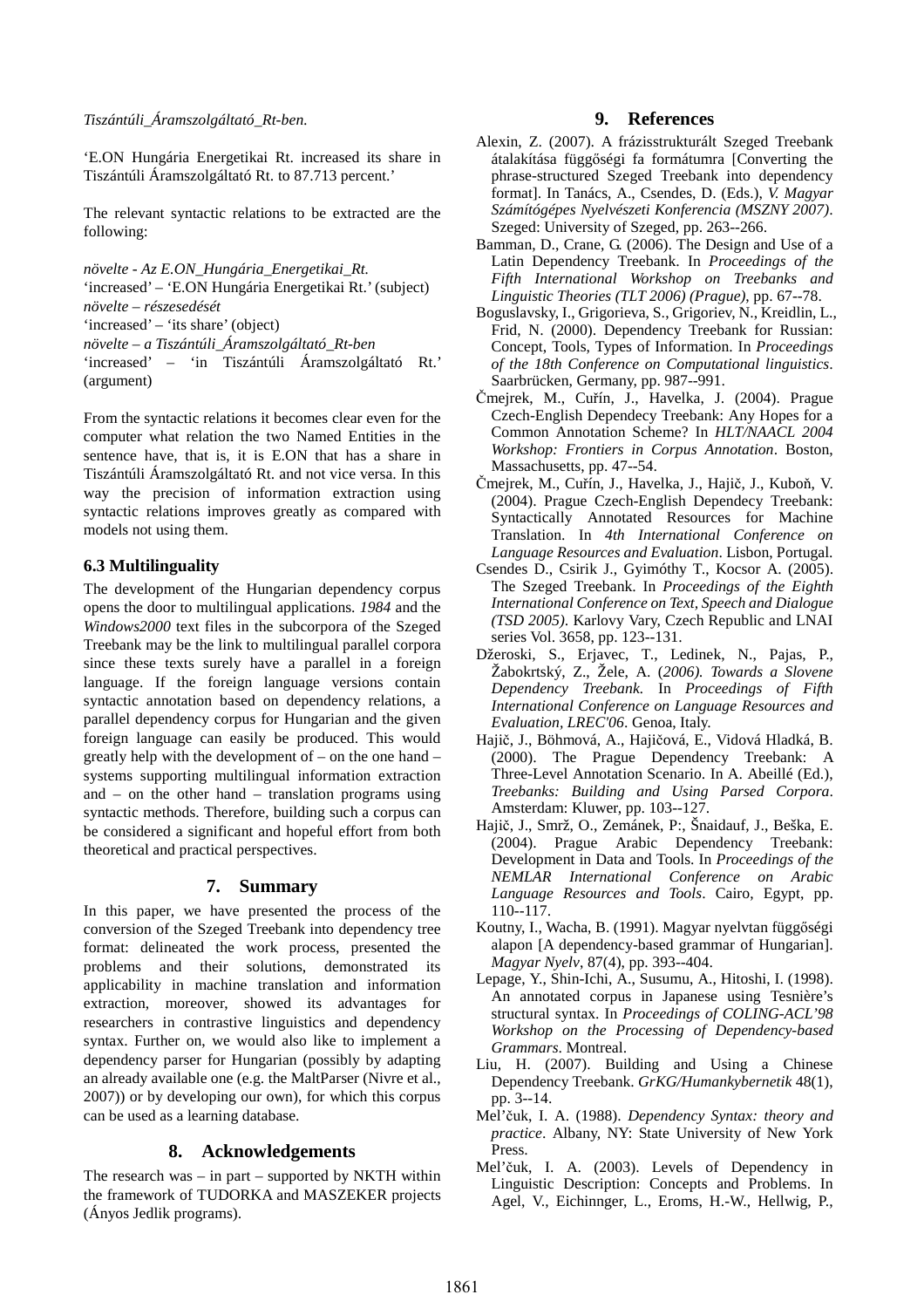*Tiszántúli_Áramszolgáltató_Rt-ben.*

'E.ON Hungária Energetikai Rt. increased its share in Tiszántúli Áramszolgáltató Rt. to 87.713 percent.'

The relevant syntactic relations to be extracted are the following:

*növelte - Az E.ON_Hungária_Energetikai_Rt.*
'increased' – 'E.ON Hungária Energetikai Rt.' (subject)
*növelte – részesedését*
'increased' – 'its share' (object)
*növelte – a Tiszántúli_Áramszolgáltató_Rt-ben*
'increased' – 'in Tiszántúli Áramszolgáltató Rt.' (argument)

From the syntactic relations it becomes clear even for the computer what relation the two Named Entities in the sentence have, that is, it is E.ON that has a share in Tiszántúli Áramszolgáltató Rt. and not vice versa. In this way the precision of information extraction using syntactic relations improves greatly as compared with models not using them.

### 6.3 Multilinguality

The development of the Hungarian dependency corpus opens the door to multilingual applications. *1984* and the *Windows2000* text files in the subcorpora of the Szeged Treebank may be the link to multilingual parallel corpora since these texts surely have a parallel in a foreign language. If the foreign language versions contain syntactic annotation based on dependency relations, a parallel dependency corpus for Hungarian and the given foreign language can easily be produced. This would greatly help with the development of – on the one hand – systems supporting multilingual information extraction and – on the other hand – translation programs using syntactic methods. Therefore, building such a corpus can be considered a significant and hopeful effort from both theoretical and practical perspectives.

## 7. Summary

In this paper, we have presented the process of the conversion of the Szeged Treebank into dependency tree format: delineated the work process, presented the problems and their solutions, demonstrated its applicability in machine translation and information extraction, moreover, showed its advantages for researchers in contrastive linguistics and dependency syntax. Further on, we would also like to implement a dependency parser for Hungarian (possibly by adapting an already available one (e.g. the MaltParser (Nivre et al., 2007)) or by developing our own), for which this corpus can be used as a learning database.

## 8. Acknowledgements

The research was – in part – supported by NKTH within the framework of TUDORKA and MASZEKER projects (Ányos Jedlik programs).

## 9. References

Alexin, Z. (2007). A frázisstrukturált Szeged Treebank átalakítása függőségi fa formátumra [Converting the phrase-structured Szeged Treebank into dependency format]. In Tanács, A., Csendes, D. (Eds.), *V. Magyar Számítógépes Nyelvészeti Konferencia (MSZNY 2007)*. Szeged: University of Szeged, pp. 263--266.

Bamman, D., Crane, G. (2006). The Design and Use of a Latin Dependency Treebank. In *Proceedings of the Fifth International Workshop on Treebanks and Linguistic Theories (TLT 2006) (Prague)*, pp. 67--78.

Boguslavsky, I., Grigorieva, S., Grigoriev, N., Kreidlin, L., Frid, N. (2000). Dependency Treebank for Russian: Concept, Tools, Types of Information. In *Proceedings of the 18th Conference on Computational linguistics*. Saarbrücken, Germany, pp. 987--991.

Čmejrek, M., Cuřín, J., Havelka, J. (2004). Prague Czech-English Dependecy Treebank: Any Hopes for a Common Annotation Scheme? In *HLT/NAACL 2004 Workshop: Frontiers in Corpus Annotation*. Boston, Massachusetts, pp. 47--54.

Čmejrek, M., Cuřín, J., Havelka, J., Hajič, J., Kuboň, V. (2004). Prague Czech-English Dependecy Treebank: Syntactically Annotated Resources for Machine Translation. In *4th International Conference on Language Resources and Evaluation*. Lisbon, Portugal.

Csendes D., Csirik J., Gyimóthy T., Kocsor A. (2005). The Szeged Treebank. In *Proceedings of the Eighth International Conference on Text, Speech and Dialogue (TSD 2005)*. Karlovy Vary, Czech Republic and LNAI series Vol. 3658, pp. 123--131.

Džeroski, S., Erjavec, T., Ledinek, N., Pajas, P., Žabokrtský, Z., Žele, A. (*2006). Towards a Slovene Dependency Treebank.* In *Proceedings of Fifth International Conference on Language Resources and Evaluation, LREC'06*. Genoa, Italy.

Hajič, J., Böhmová, A., Hajičová, E., Vidová Hladká, B. (2000). The Prague Dependency Treebank: A Three-Level Annotation Scenario. In A. Abeillé (Ed.), *Treebanks: Building and Using Parsed Corpora*. Amsterdam: Kluwer, pp. 103--127.

Hajič, J., Smrž, O., Zemánek, P:, Šnaidauf, J., Beška, E. (2004). Prague Arabic Dependency Treebank: Development in Data and Tools. In *Proceedings of the NEMLAR International Conference on Arabic Language Resources and Tools*. Cairo, Egypt, pp. 110--117.

Koutny, I., Wacha, B. (1991). Magyar nyelvtan függőségi alapon [A dependency-based grammar of Hungarian]. *Magyar Nyelv*, 87(4), pp. 393--404.

Lepage, Y., Shin-Ichi, A., Susumu, A., Hitoshi, I. (1998). An annotated corpus in Japanese using Tesnière's structural syntax. In *Proceedings of COLING-ACL'98 Workshop on the Processing of Dependency-based Grammars*. Montreal.

Liu, H. (2007). Building and Using a Chinese Dependency Treebank. *GrKG/Humankybernetik* 48(1), pp. 3--14.

Mel'čuk, I. A. (1988). *Dependency Syntax: theory and practice*. Albany, NY: State University of New York Press.

Mel'čuk, I. A. (2003). Levels of Dependency in Linguistic Description: Concepts and Problems. In Agel, V., Eichinnger, L., Eroms, H.-W., Hellwig, P.,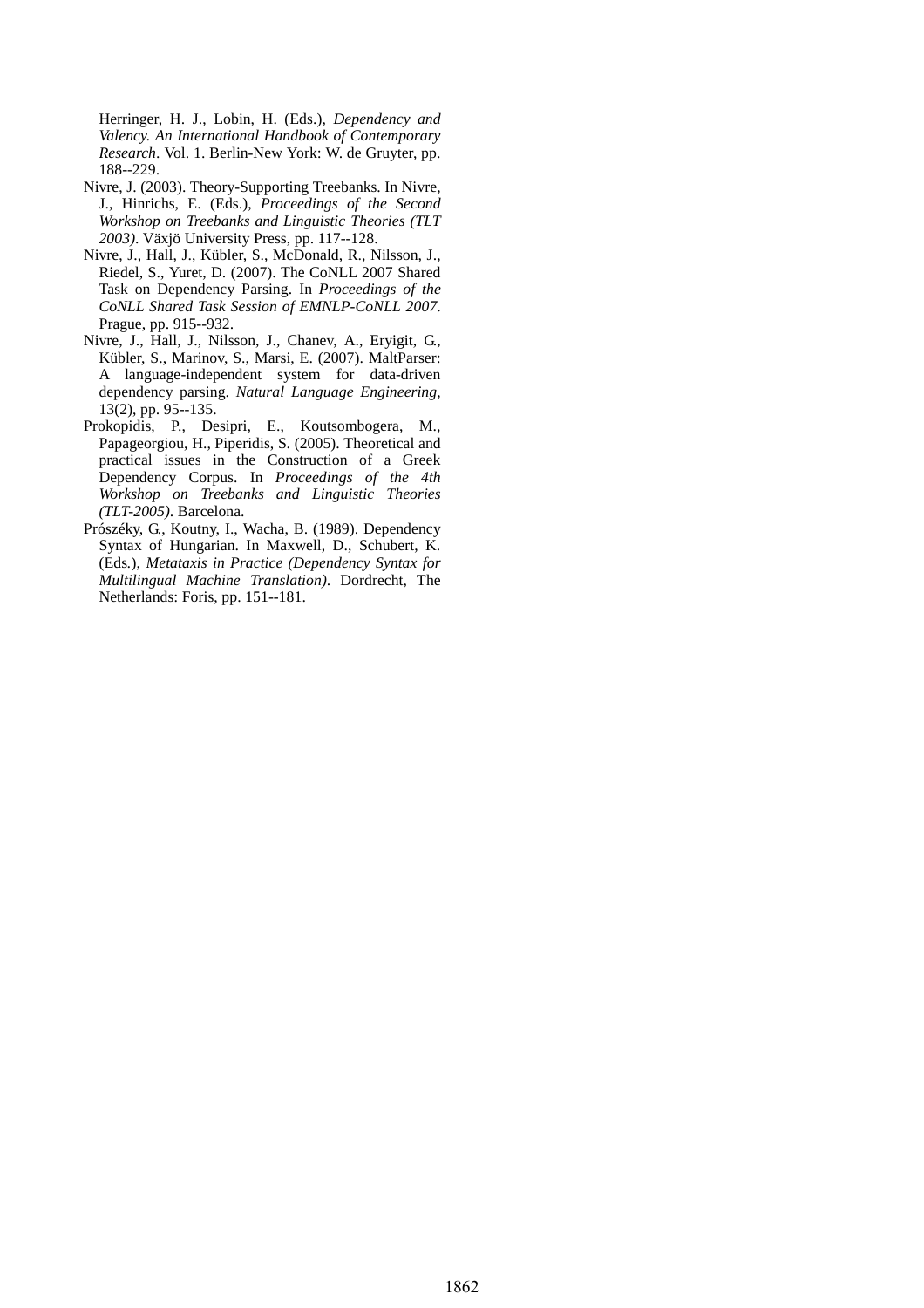Herringer, H. J., Lobin, H. (Eds.), *Dependency and Valency. An International Handbook of Contemporary Research*. Vol. 1. Berlin-New York: W. de Gruyter, pp. 188--229.

Nivre, J. (2003). Theory-Supporting Treebanks. In Nivre, J., Hinrichs, E. (Eds.), *Proceedings of the Second Workshop on Treebanks and Linguistic Theories (TLT 2003)*. Växjö University Press, pp. 117--128.

Nivre, J., Hall, J., Kübler, S., McDonald, R., Nilsson, J., Riedel, S., Yuret, D. (2007). The CoNLL 2007 Shared Task on Dependency Parsing. In *Proceedings of the CoNLL Shared Task Session of EMNLP-CoNLL 2007*. Prague, pp. 915--932.

Nivre, J., Hall, J., Nilsson, J., Chanev, A., Eryigit, G., Kübler, S., Marinov, S., Marsi, E. (2007). MaltParser: A language-independent system for data-driven dependency parsing. *Natural Language Engineering*, 13(2), pp. 95--135.

Prokopidis, P., Desipri, E., Koutsombogera, M., Papageorgiou, H., Piperidis, S. (2005). Theoretical and practical issues in the Construction of a Greek Dependency Corpus. In *Proceedings of the 4th Workshop on Treebanks and Linguistic Theories (TLT-2005)*. Barcelona.

Prószéky, G., Koutny, I., Wacha, B. (1989). Dependency Syntax of Hungarian. In Maxwell, D., Schubert, K. (Eds.), *Metataxis in Practice (Dependency Syntax for Multilingual Machine Translation)*. Dordrecht, The Netherlands: Foris, pp. 151--181.